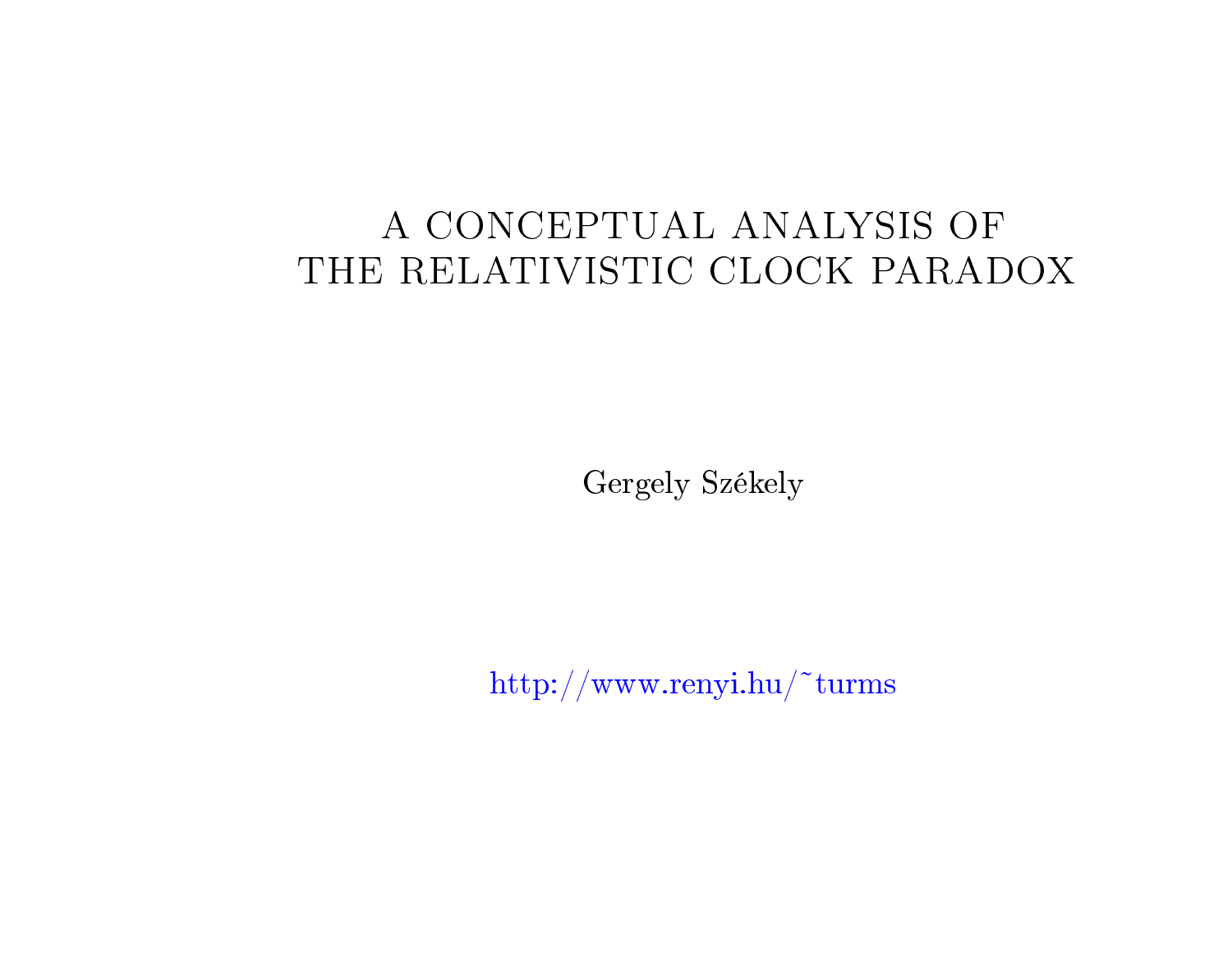# A CONCEPTUAL ANALYSIS OF THE RELATIVISTIC CLOCK PARADOX

Gergely Székely

http://www.renyi.hu/~turms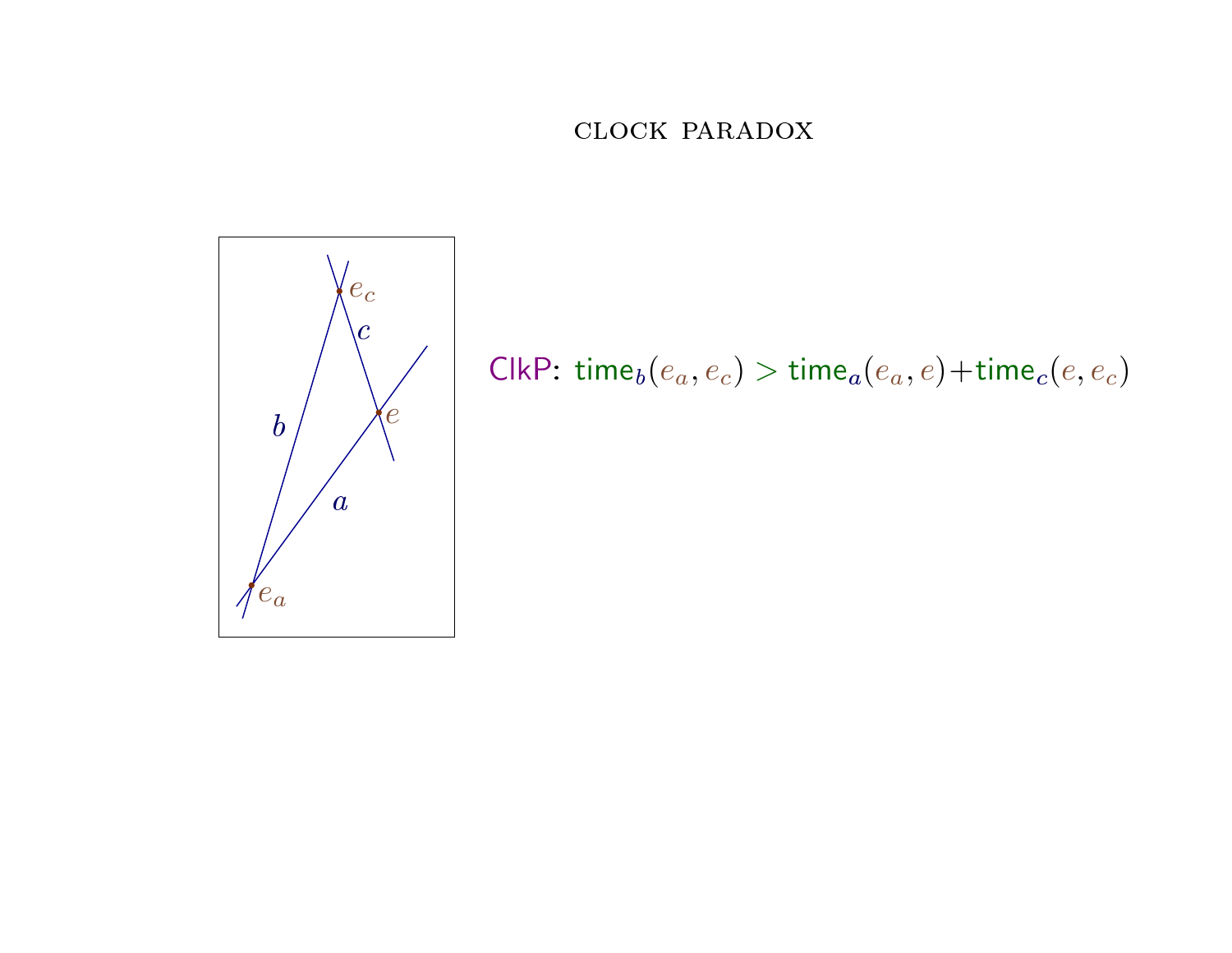# CLOCK PARADOX

ClkP: $\mathsf{time}_b(e_a, e_c) > \mathsf{time}_a(e_a, e) + \mathsf{time}_c(e, e_c)$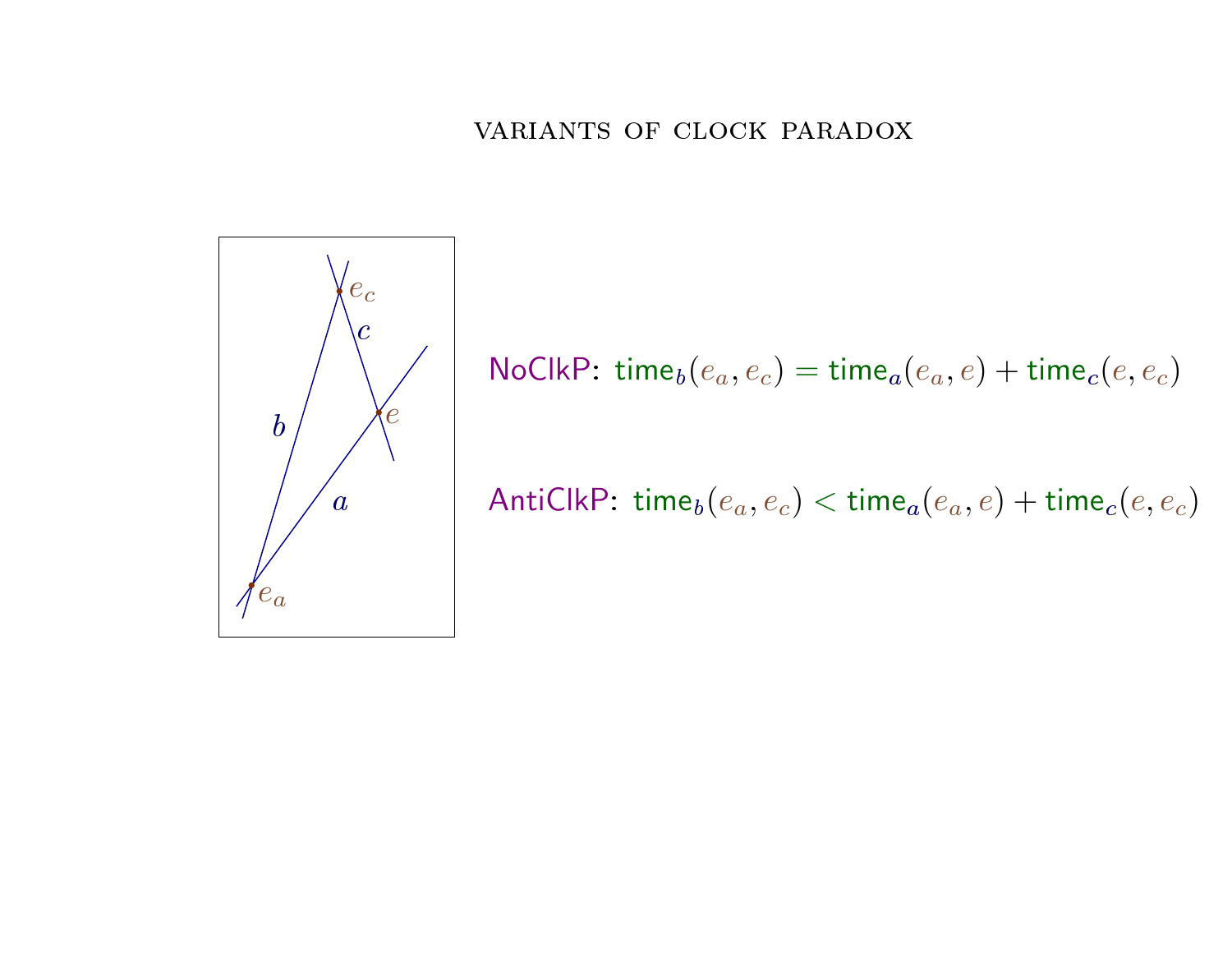## VARIANTS OF CLOCK PARADOX

**NoClkP**: $\mathsf{time}_b(e_a, e_c) = \mathsf{time}_a(e_a, e) + \mathsf{time}_c(e, e_c)$

**AntiClkP**: $\mathsf{time}_b(e_a, e_c) < \mathsf{time}_a(e_a, e) + \mathsf{time}_c(e, e_c)$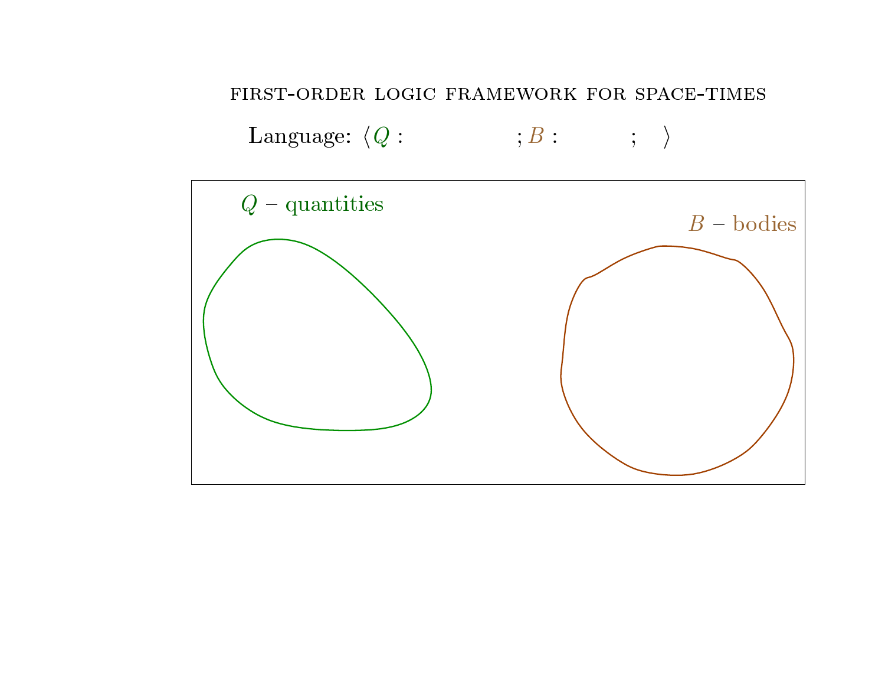FIRST-ORDER LOGIC FRAMEWORK FOR SPACE-TIMES

Language: $\langle Q : \qquad ; B : \qquad ; \quad \rangle$

$Q$ – quantities

$B$ – bodies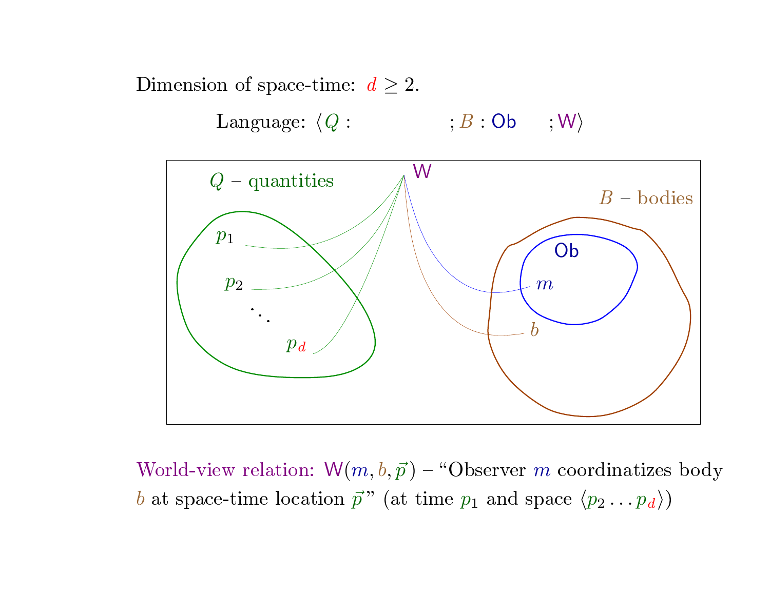Dimension of space-time: $d \geq 2$.

Language: $\langle Q : \quad ; B : \mathsf{Ob} \quad ; \mathsf{W} \rangle$

$Q$ – quantities

$p_1$

$p_2$

$\ddots$

$p_d$

$\mathsf{W}$

$B$ – bodies

$\mathsf{Ob}$

$m$

$b$

World-view relation: $\mathsf{W}(m, b, \vec{p})$ – "Observer $m$ coordinatizes body $b$ at space-time location $\vec{p}$" (at time $p_1$ and space $\langle p_2 \ldots p_d \rangle$)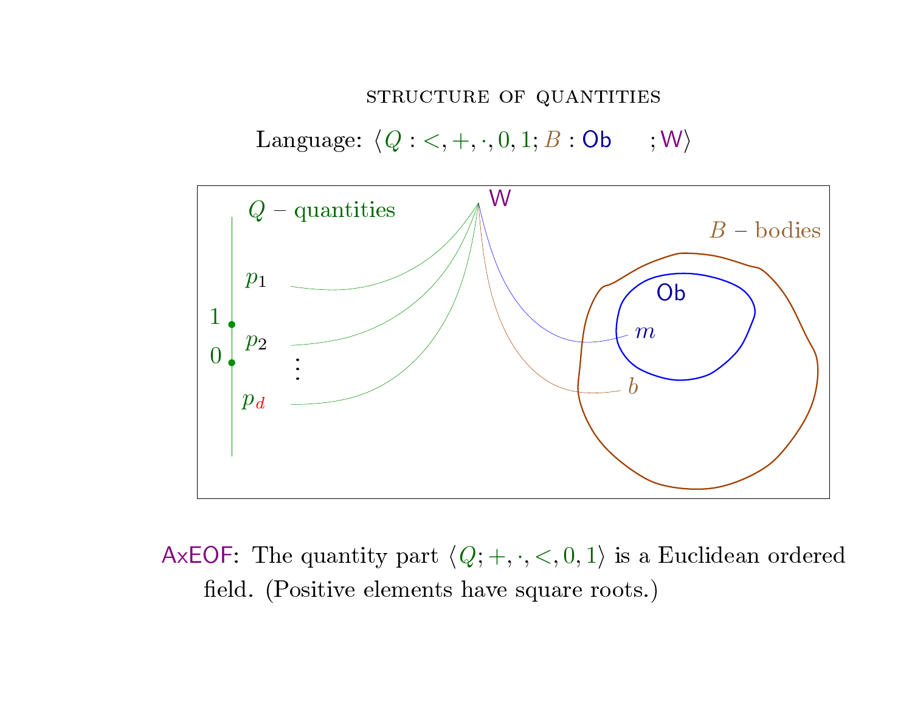# STRUCTURE OF QUANTITIES

Language: $\langle Q : <, +, \cdot, 0, 1; B : \mathsf{Ob} \quad ; \mathsf{W} \rangle$

**AxEOF**: The quantity part $\langle Q; +, \cdot, <, 0, 1 \rangle$ is a Euclidean ordered field. (Positive elements have square roots.)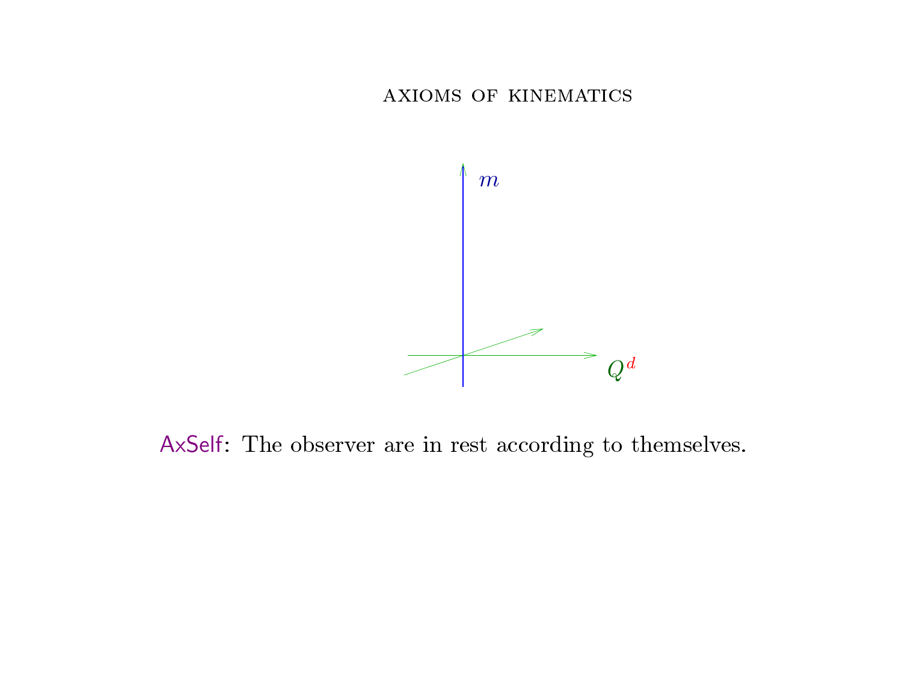# AXIOMS OF KINEMATICS

$m$

$Q^d$

AxSelf: The observer are in rest according to themselves.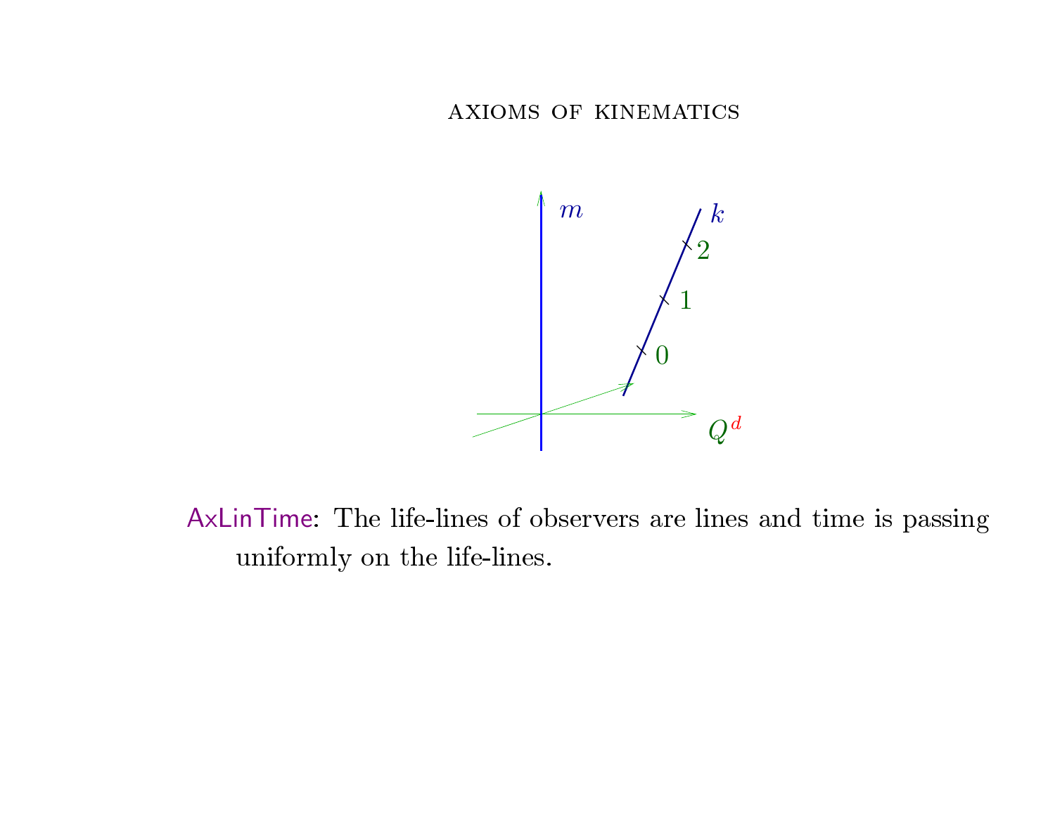AXIOMS OF KINEMATICS

**AxLinTime**: The life-lines of observers are lines and time is passing uniformly on the life-lines.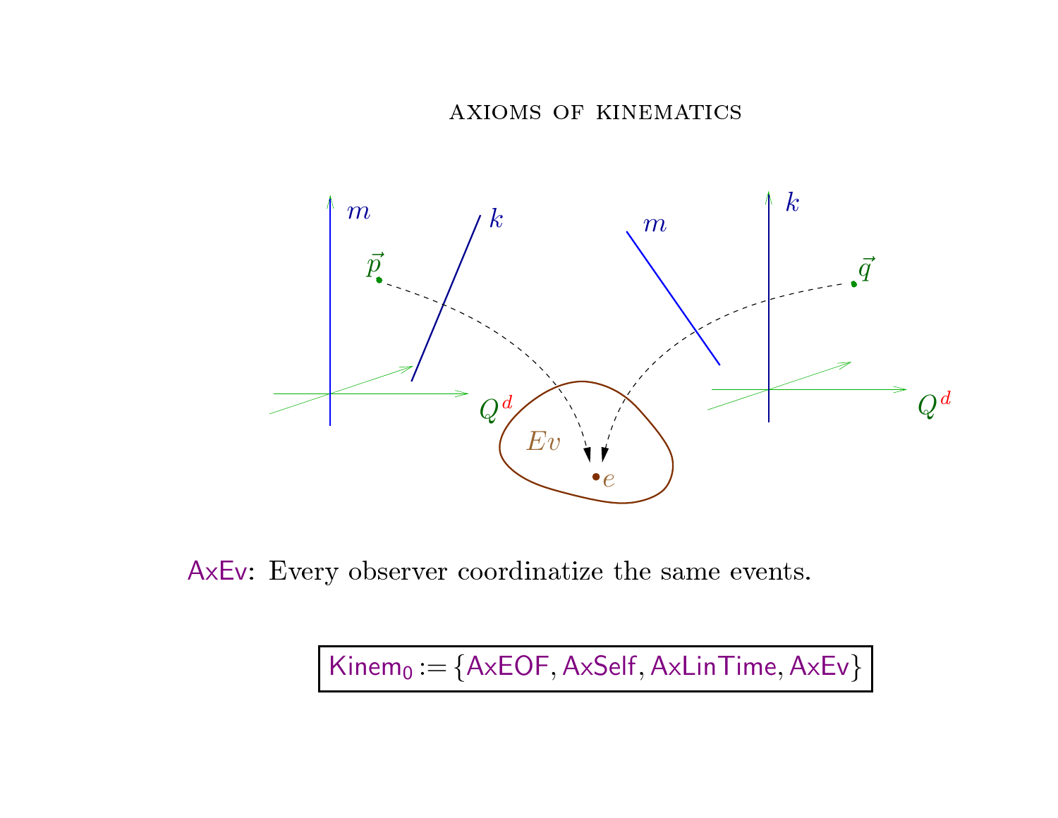## AXIOMS OF KINEMATICS

AxEv: Every observer coordinatize the same events.

$$\boxed{\mathsf{Kinem}_0 := \{\mathsf{AxEOF}, \mathsf{AxSelf}, \mathsf{AxLinTime}, \mathsf{AxEv}\}}$$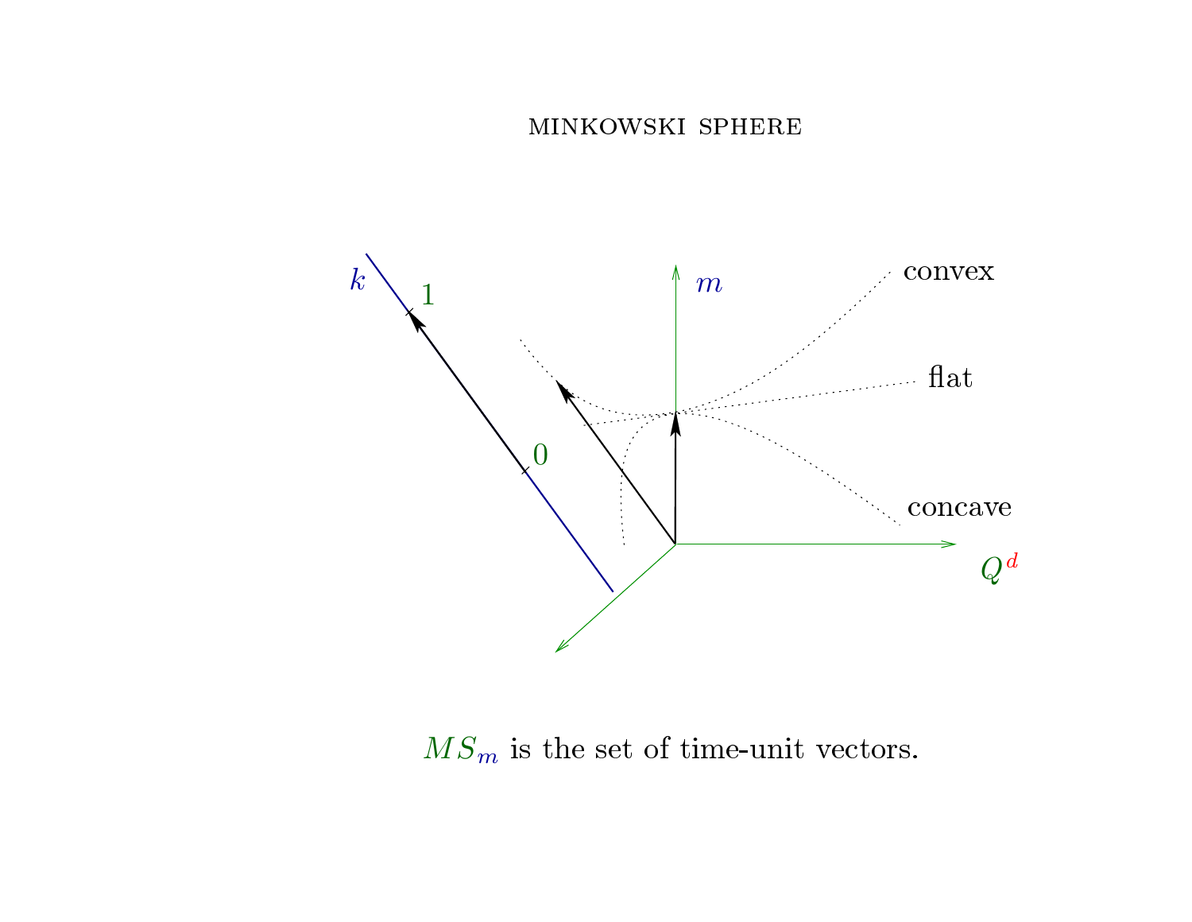MINKOWSKI SPHERE

$MS_m$ is the set of time-unit vectors.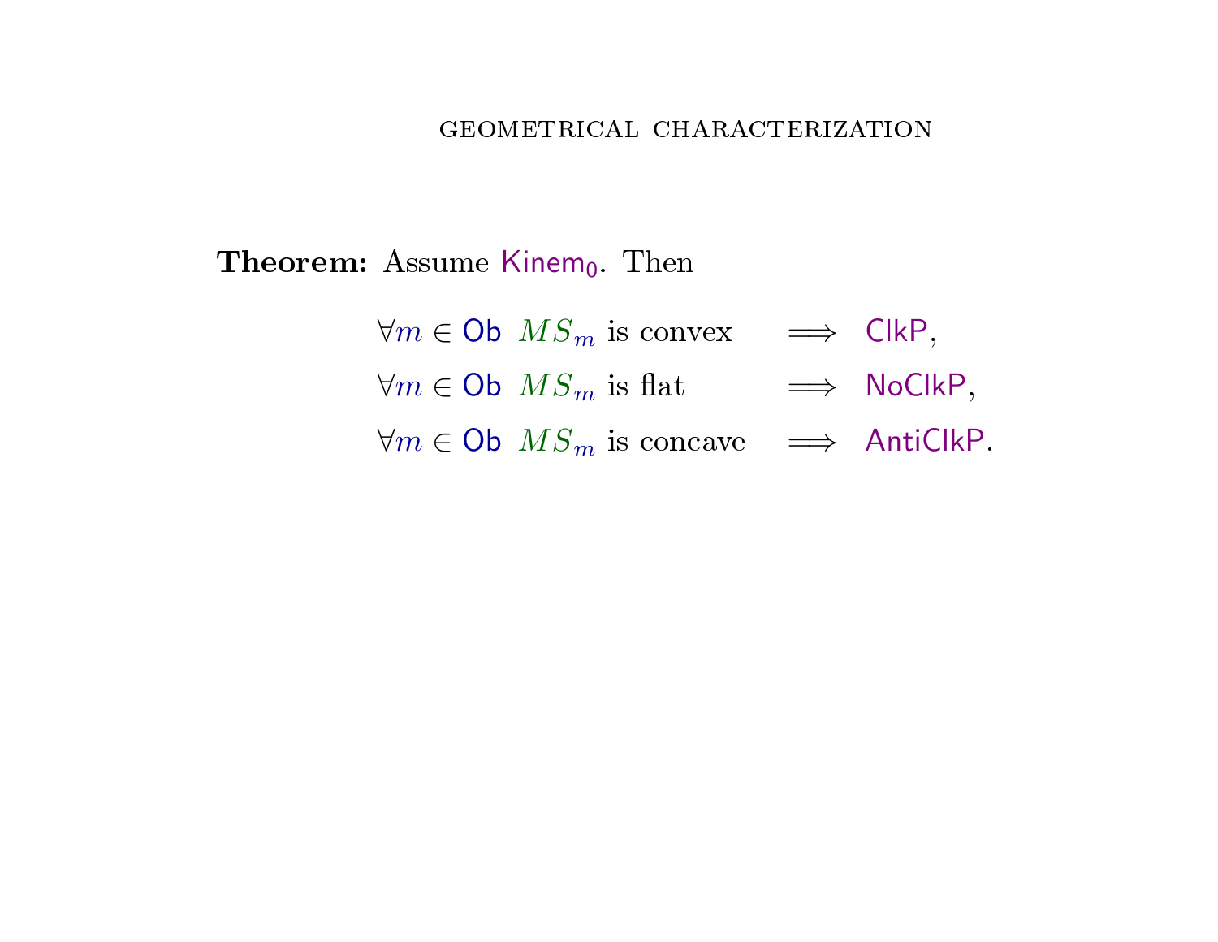## GEOMETRICAL CHARACTERIZATION

**Theorem:** Assume $\mathsf{Kinem}_0$. Then

$$\forall m \in \mathsf{Ob}\ \ MS_m \text{ is convex} \quad \Longrightarrow \quad \mathsf{ClkP},$$

$$\forall m \in \mathsf{Ob}\ \ MS_m \text{ is flat} \quad \Longrightarrow \quad \mathsf{NoClkP},$$

$$\forall m \in \mathsf{Ob}\ \ MS_m \text{ is concave} \quad \Longrightarrow \quad \mathsf{AntiClkP}.$$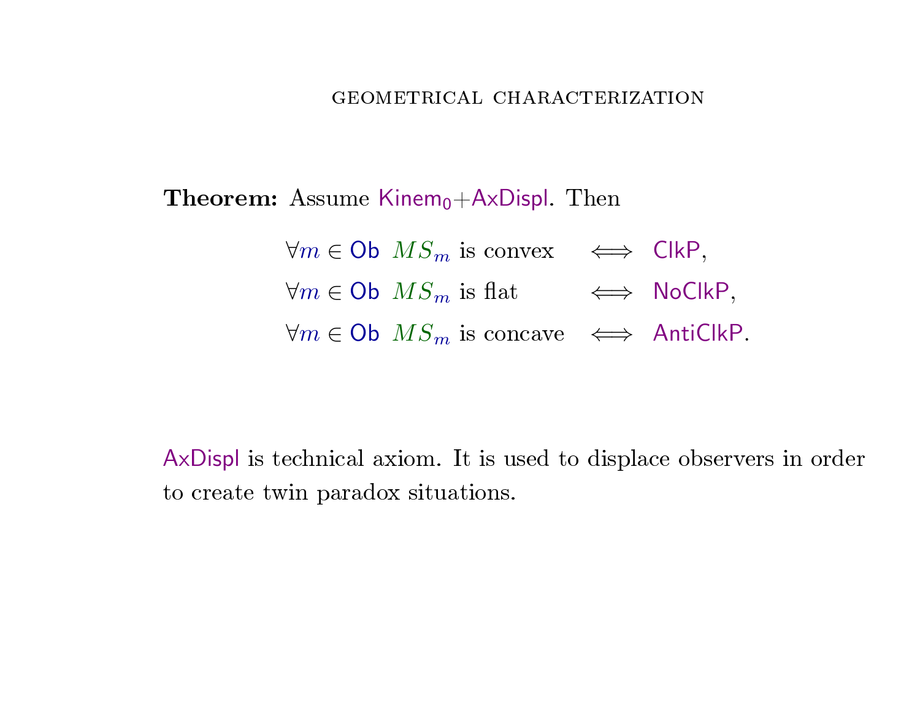## GEOMETRICAL CHARACTERIZATION

**Theorem:** Assume $\mathsf{Kinem}_0$+AxDispl. Then

$$
\begin{aligned}
\forall m \in \mathsf{Ob}\ \ MS_m \text{ is convex} \quad &\Longleftrightarrow \quad \mathsf{ClkP}, \\
\forall m \in \mathsf{Ob}\ \ MS_m \text{ is flat} \quad &\Longleftrightarrow \quad \mathsf{NoClkP}, \\
\forall m \in \mathsf{Ob}\ \ MS_m \text{ is concave} \quad &\Longleftrightarrow \quad \mathsf{AntiClkP}.
\end{aligned}
$$

AxDispl is technical axiom. It is used to displace observers in order to create twin paradox situations.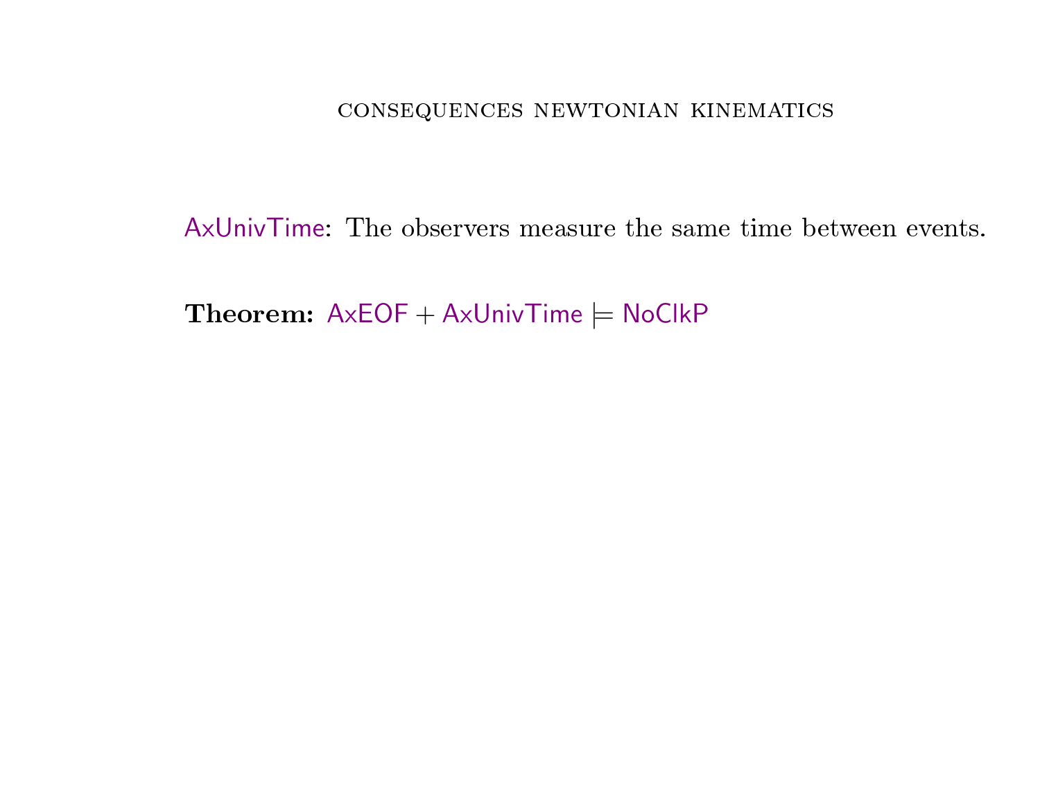# CONSEQUENCES NEWTONIAN KINEMATICS

AxUnivTime: The observers measure the same time between events.

**Theorem:** AxEOF + AxUnivTime $\models$ NoClkP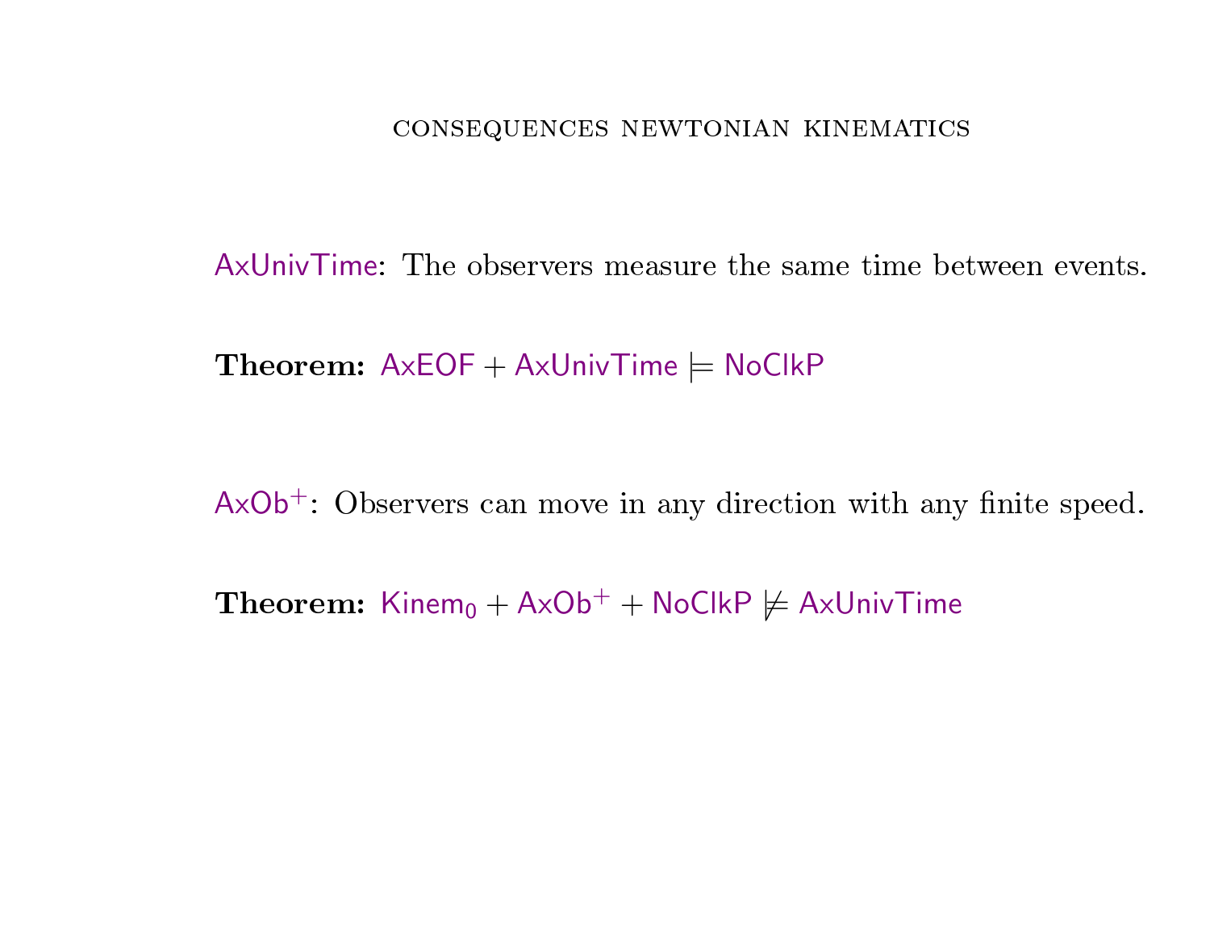# CONSEQUENCES NEWTONIAN KINEMATICS

AxUnivTime: The observers measure the same time between events.

**Theorem:** $\mathsf{AxEOF} + \mathsf{AxUnivTime} \models \mathsf{NoClkP}$

$\mathsf{AxOb}^+$: Observers can move in any direction with any finite speed.

**Theorem:** $\mathsf{Kinem}_0 + \mathsf{AxOb}^+ + \mathsf{NoClkP} \not\models \mathsf{AxUnivTime}$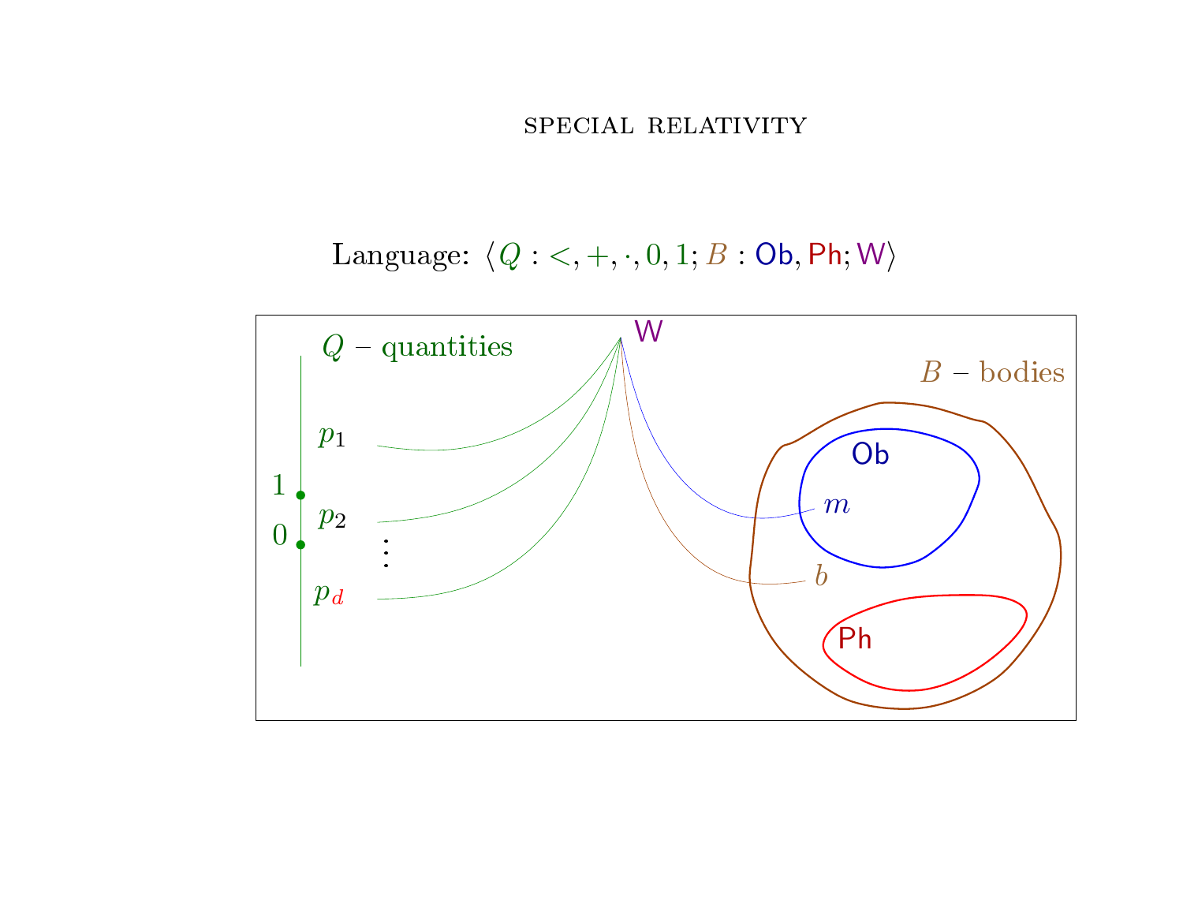SPECIAL RELATIVITY

Language: $\langle Q : <, +, \cdot, 0, 1; B : \mathsf{Ob}, \mathsf{Ph}; \mathsf{W} \rangle$

W

$Q$ – quantities

$B$ – bodies

$p_1$

$1$

$p_2$

$0$

$\vdots$

$p_d$

Ob

$m$

$b$

Ph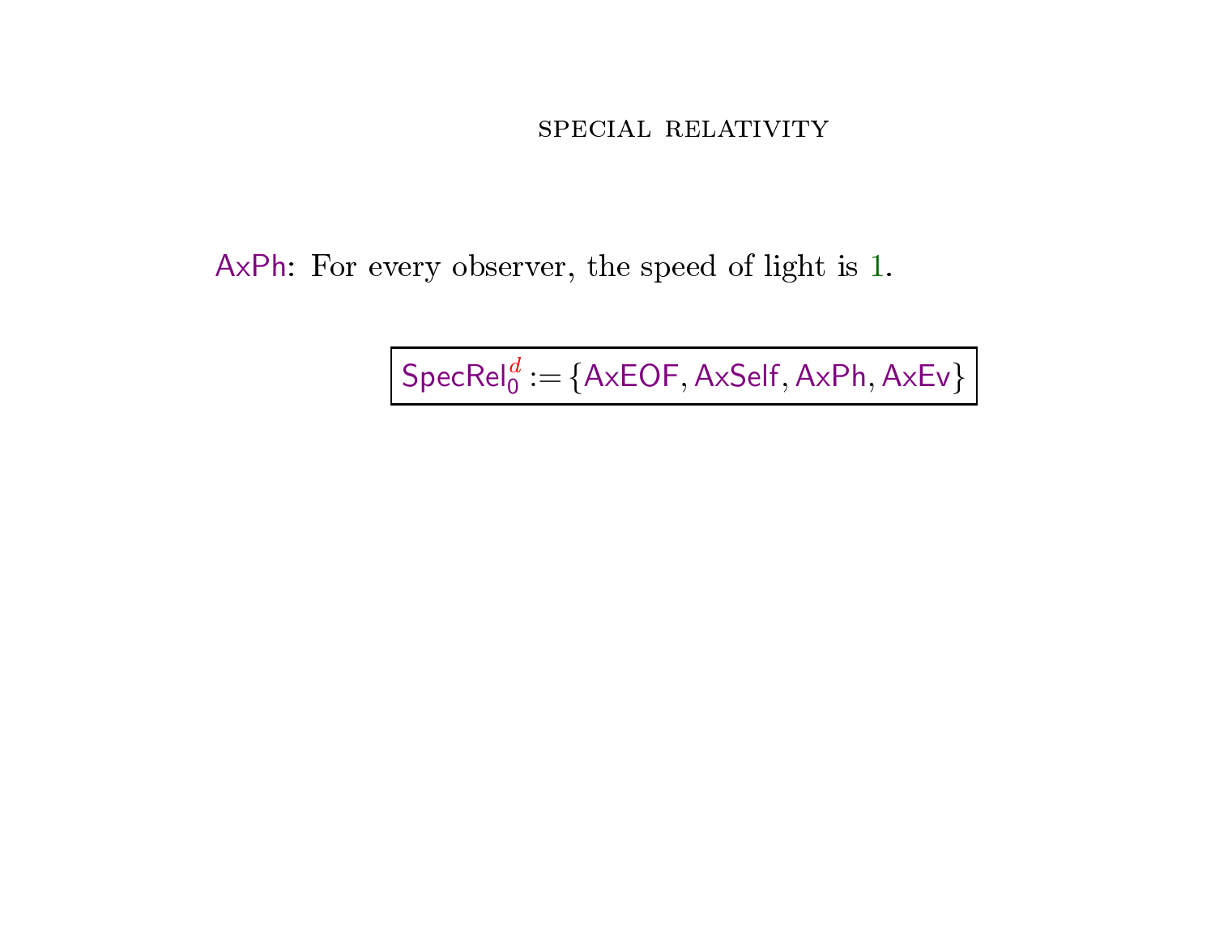# Special Relativity

AxPh: For every observer, the speed of light is 1.

$$\boxed{\mathsf{SpecRel}_0^{d} := \{\mathsf{AxEOF}, \mathsf{AxSelf}, \mathsf{AxPh}, \mathsf{AxEv}\}}$$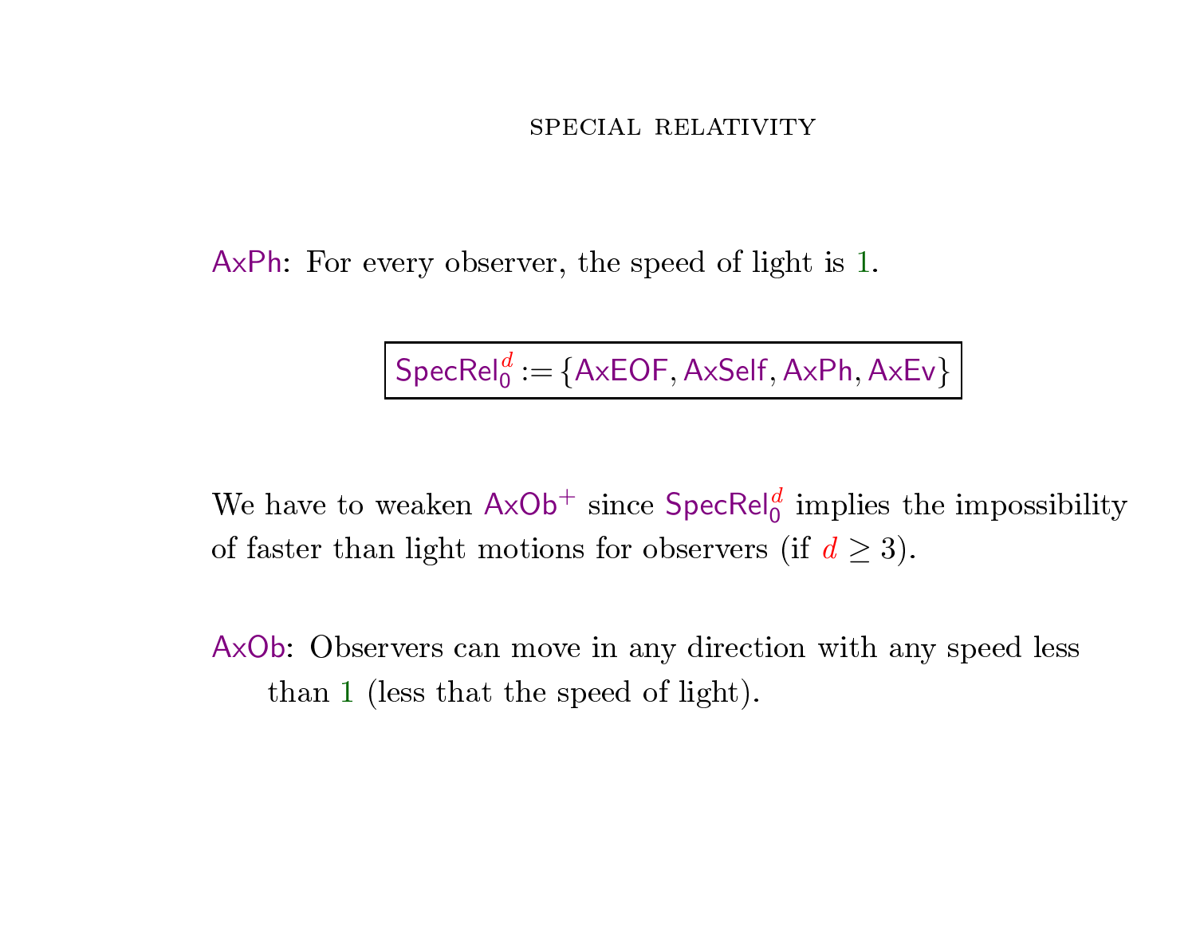AxPh: For every observer, the speed of light is 1.

$$\boxed{\mathsf{SpecRel}_0^d := \{\mathsf{AxEOF}, \mathsf{AxSelf}, \mathsf{AxPh}, \mathsf{AxEv}\}}$$

We have to weaken $\mathsf{AxOb}^+$ since $\mathsf{SpecRel}_0^d$ implies the impossibility of faster than light motions for observers (if $d \geq 3$).

AxOb: Observers can move in any direction with any speed less than 1 (less that the speed of light).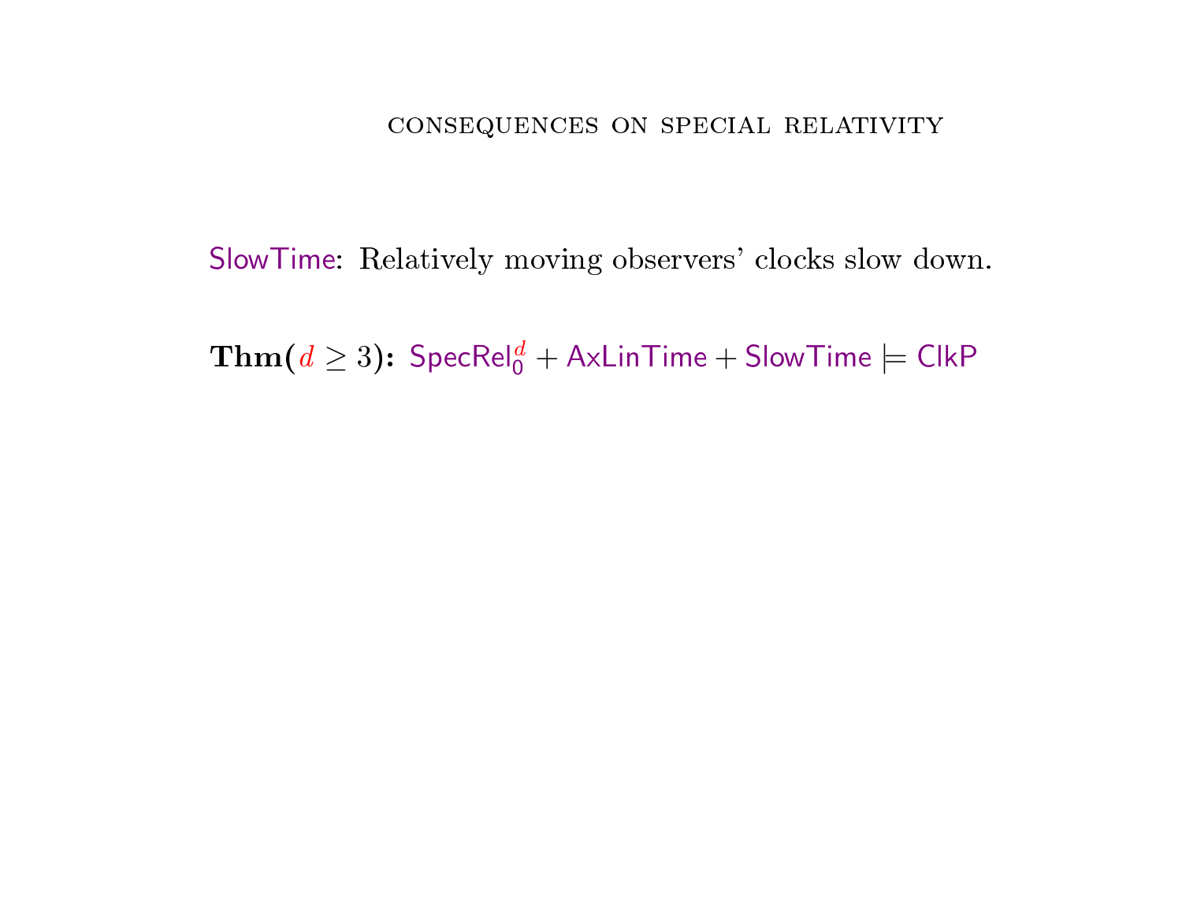## CONSEQUENCES ON SPECIAL RELATIVITY

SlowTime: Relatively moving observers' clocks slow down.

**Thm($d \geq 3$):** $\mathsf{SpecRel}_0^d + \mathsf{AxLinTime} + \mathsf{SlowTime} \models \mathsf{ClkP}$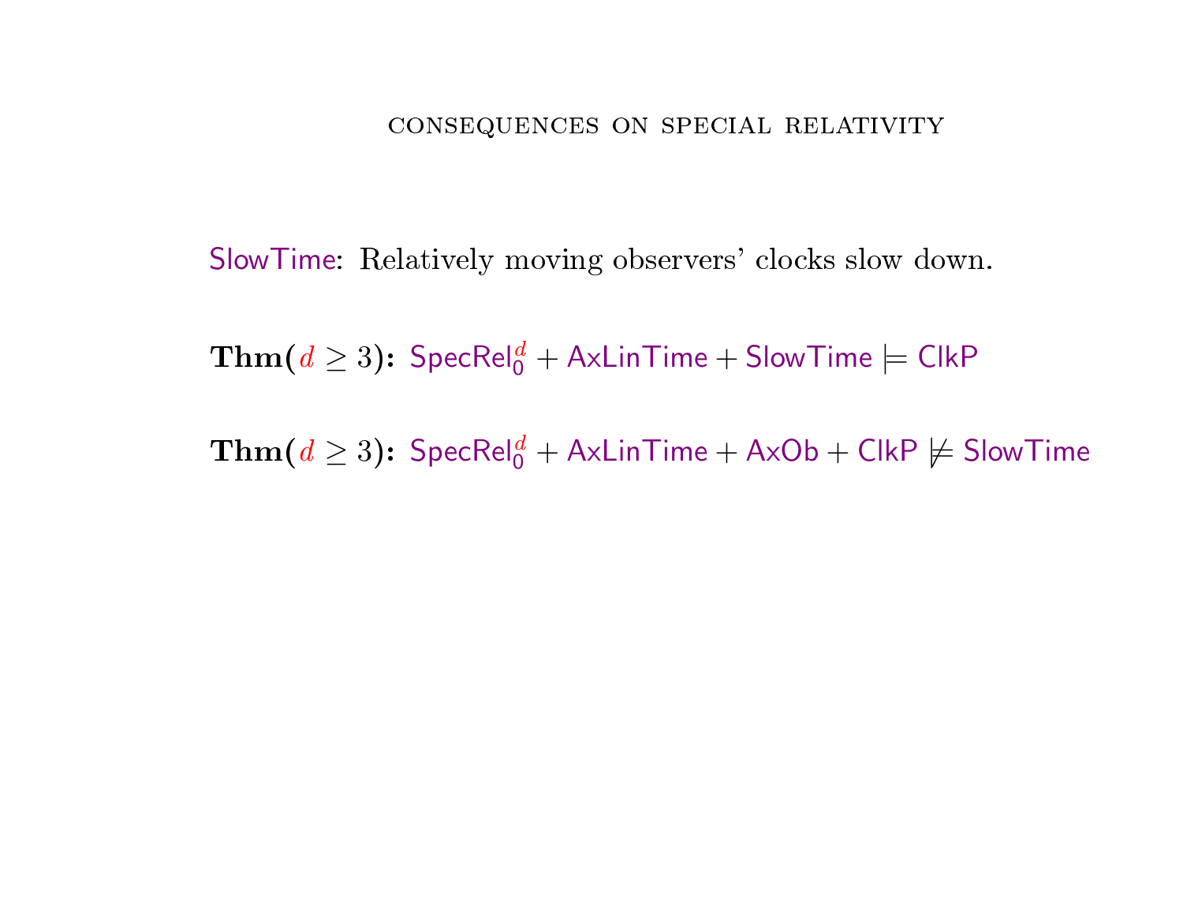## CONSEQUENCES ON SPECIAL RELATIVITY

SlowTime: Relatively moving observers' clocks slow down.

**Thm($d \geq 3$):** $\mathsf{SpecRel}_0^d + \mathsf{AxLinTime} + \mathsf{SlowTime} \models \mathsf{ClkP}$

**Thm($d \geq 3$):** $\mathsf{SpecRel}_0^d + \mathsf{AxLinTime} + \mathsf{AxOb} + \mathsf{ClkP} \not\models \mathsf{SlowTime}$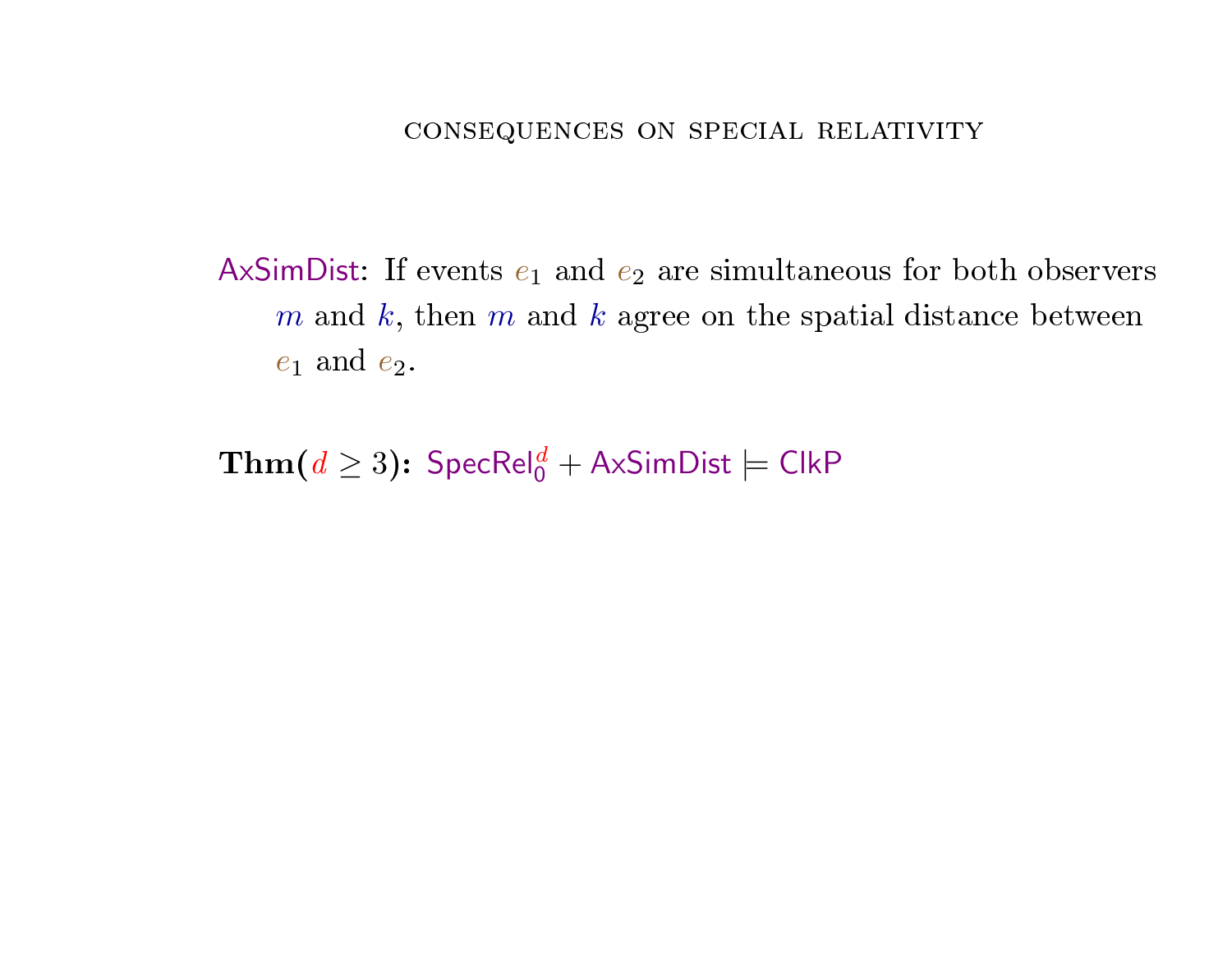## consequences on special relativity

$\mathsf{AxSimDist}$: If events $e_1$ and $e_2$ are simultaneous for both observers $m$ and $k$, then $m$ and $k$ agree on the spatial distance between $e_1$ and $e_2$.

**Thm($d \geq 3$):** $\mathsf{SpecRel}_0^d + \mathsf{AxSimDist} \models \mathsf{ClkP}$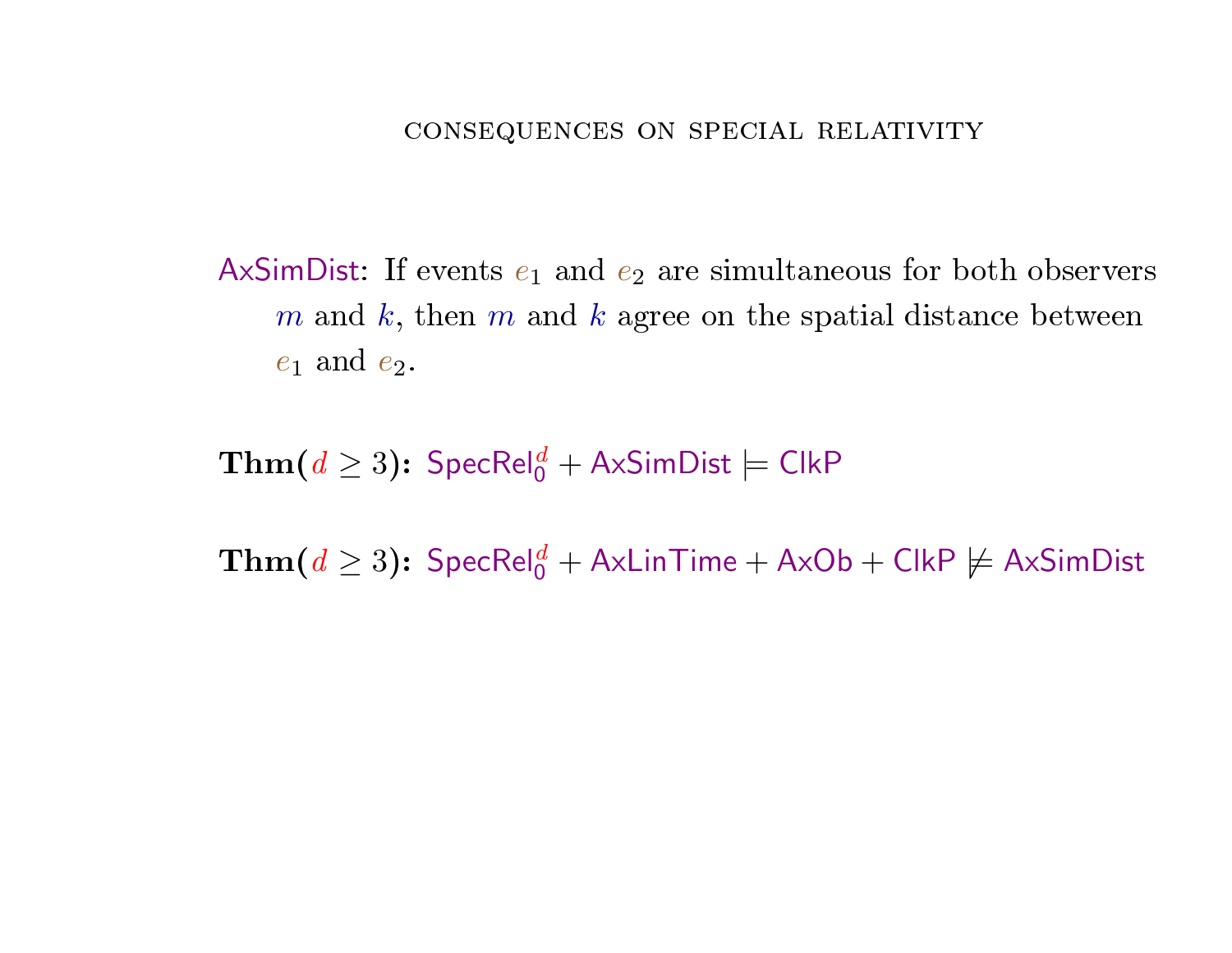## CONSEQUENCES ON SPECIAL RELATIVITY

AxSimDist: If events $e_1$ and $e_2$ are simultaneous for both observers $m$ and $k$, then $m$ and $k$ agree on the spatial distance between $e_1$ and $e_2$.

**Thm($d \geq 3$):** $\mathsf{SpecRel}_0^d + \mathsf{AxSimDist} \models \mathsf{ClkP}$

**Thm($d \geq 3$):** $\mathsf{SpecRel}_0^d + \mathsf{AxLinTime} + \mathsf{AxOb} + \mathsf{ClkP} \not\models \mathsf{AxSimDist}$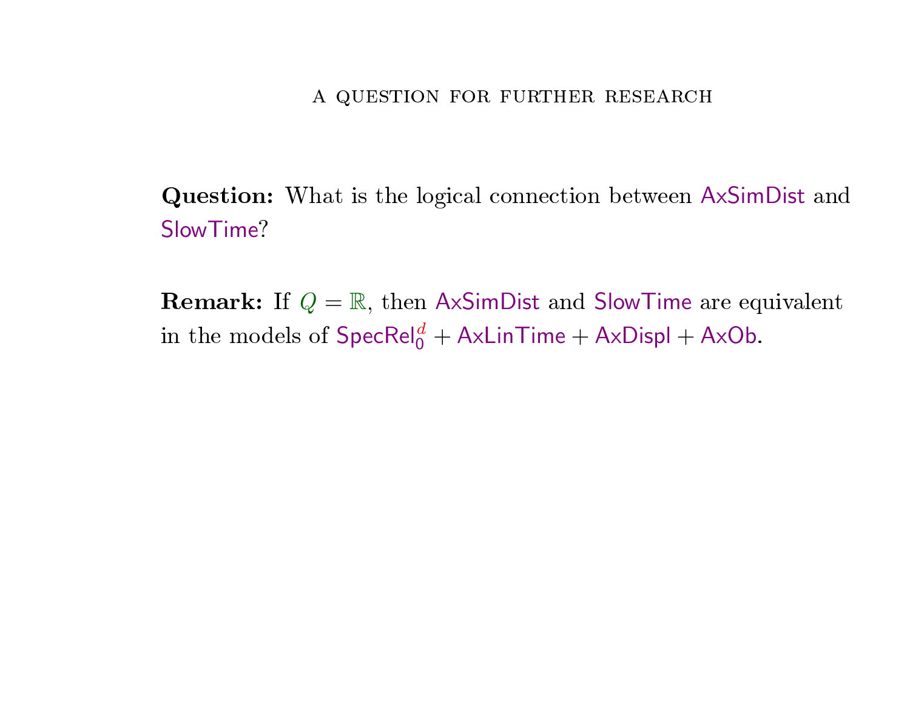## A question for further research

**Question:** What is the logical connection between AxSimDist and SlowTime?

**Remark:** If $Q = \mathbb{R}$, then AxSimDist and SlowTime are equivalent in the models of $\mathsf{SpecRel}_0^d + \mathsf{AxLinTime} + \mathsf{AxDispl} + \mathsf{AxOb}$.